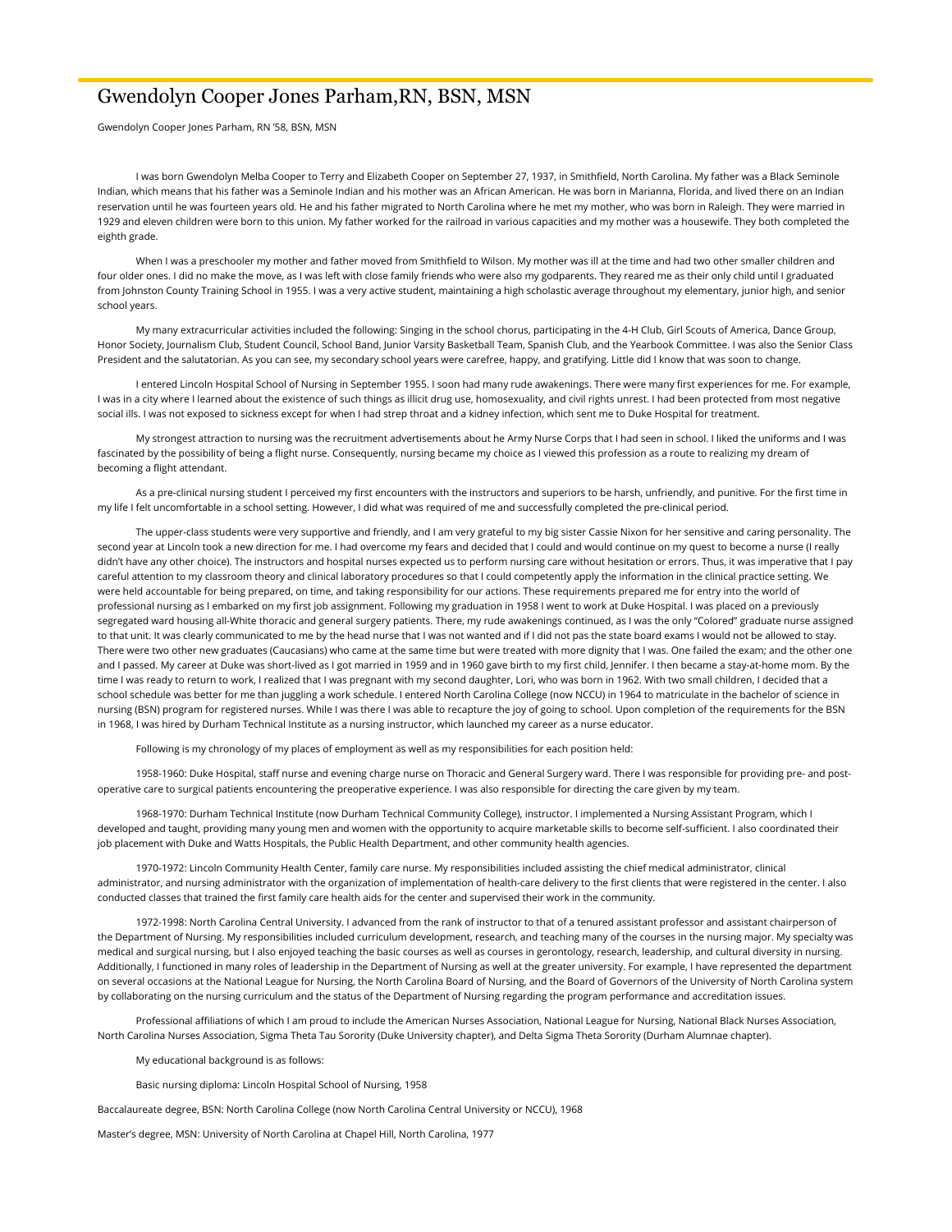# Gwendolyn Cooper Jones Parham,RN, BSN, MSN

Gwendolyn Cooper Jones Parham, RN '58, BSN, MSN

I was born Gwendolyn Melba Cooper to Terry and Elizabeth Cooper on September 27, 1937, in Smithfield, North Carolina. My father was a Black Seminole Indian, which means that his father was a Seminole Indian and his mother was an African American. He was born in Marianna, Florida, and lived there on an Indian reservation until he was fourteen years old. He and his father migrated to North Carolina where he met my mother, who was born in Raleigh. They were married in 1929 and eleven children were born to this union. My father worked for the railroad in various capacities and my mother was a housewife. They both completed the eighth grade.

When I was a preschooler my mother and father moved from Smithfield to Wilson. My mother was ill at the time and had two other smaller children and four older ones. I did no make the move, as I was left with close family friends who were also my godparents. They reared me as their only child until I graduated from Johnston County Training School in 1955. I was a very active student, maintaining a high scholastic average throughout my elementary, junior high, and senior school years.

My many extracurricular activities included the following: Singing in the school chorus, participating in the 4-H Club, Girl Scouts of America, Dance Group, Honor Society, Journalism Club, Student Council, School Band, Junior Varsity Basketball Team, Spanish Club, and the Yearbook Committee. I was also the Senior Class President and the salutatorian. As you can see, my secondary school years were carefree, happy, and gratifying. Little did I know that was soon to change.

I entered Lincoln Hospital School of Nursing in September 1955. I soon had many rude awakenings. There were many first experiences for me. For example, I was in a city where I learned about the existence of such things as illicit drug use, homosexuality, and civil rights unrest. I had been protected from most negative social ills. I was not exposed to sickness except for when I had strep throat and a kidney infection, which sent me to Duke Hospital for treatment.

My strongest attraction to nursing was the recruitment advertisements about he Army Nurse Corps that I had seen in school. I liked the uniforms and I was fascinated by the possibility of being a flight nurse. Consequently, nursing became my choice as I viewed this profession as a route to realizing my dream of becoming a flight attendant.

As a pre-clinical nursing student I perceived my first encounters with the instructors and superiors to be harsh, unfriendly, and punitive. For the first time in my life I felt uncomfortable in a school setting. However, I did what was required of me and successfully completed the pre-clinical period.

The upper-class students were very supportive and friendly, and I am very grateful to my big sister Cassie Nixon for her sensitive and caring personality. The second year at Lincoln took a new direction for me. I had overcome my fears and decided that I could and would continue on my quest to become a nurse (I really didn't have any other choice). The instructors and hospital nurses expected us to perform nursing care without hesitation or errors. Thus, it was imperative that I pay careful attention to my classroom theory and clinical laboratory procedures so that I could competently apply the information in the clinical practice setting. We were held accountable for being prepared, on time, and taking responsibility for our actions. These requirements prepared me for entry into the world of professional nursing as I embarked on my first job assignment. Following my graduation in 1958 I went to work at Duke Hospital. I was placed on a previously segregated ward housing all-White thoracic and general surgery patients. There, my rude awakenings continued, as I was the only "Colored" graduate nurse assigned to that unit. It was clearly communicated to me by the head nurse that I was not wanted and if I did not pas the state board exams I would not be allowed to stay. There were two other new graduates (Caucasians) who came at the same time but were treated with more dignity that I was. One failed the exam; and the other one and I passed. My career at Duke was short-lived as I got married in 1959 and in 1960 gave birth to my first child, Jennifer. I then became a stay-at-home mom. By the time I was ready to return to work, I realized that I was pregnant with my second daughter, Lori, who was born in 1962. With two small children, I decided that a school schedule was better for me than juggling a work schedule. I entered North Carolina College (now NCCU) in 1964 to matriculate in the bachelor of science in nursing (BSN) program for registered nurses. While I was there I was able to recapture the joy of going to school. Upon completion of the requirements for the BSN in 1968, I was hired by Durham Technical Institute as a nursing instructor, which launched my career as a nurse educator.

Following is my chronology of my places of employment as well as my responsibilities for each position held:

1958-1960: Duke Hospital, staff nurse and evening charge nurse on Thoracic and General Surgery ward. There I was responsible for providing pre- and post-operative care to surgical patients encountering the preoperative experience. I was also responsible for directing the care given by my team.

1968-1970: Durham Technical Institute (now Durham Technical Community College), instructor. I implemented a Nursing Assistant Program, which I developed and taught, providing many young men and women with the opportunity to acquire marketable skills to become self-sufficient. I also coordinated their job placement with Duke and Watts Hospitals, the Public Health Department, and other community health agencies.

1970-1972: Lincoln Community Health Center, family care nurse. My responsibilities included assisting the chief medical administrator, clinical administrator, and nursing administrator with the organization of implementation of health-care delivery to the first clients that were registered in the center. I also conducted classes that trained the first family care health aids for the center and supervised their work in the community.

1972-1998: North Carolina Central University. I advanced from the rank of instructor to that of a tenured assistant professor and assistant chairperson of the Department of Nursing. My responsibilities included curriculum development, research, and teaching many of the courses in the nursing major. My specialty was medical and surgical nursing, but I also enjoyed teaching the basic courses as well as courses in gerontology, research, leadership, and cultural diversity in nursing. Additionally, I functioned in many roles of leadership in the Department of Nursing as well at the greater university. For example, I have represented the department on several occasions at the National League for Nursing, the North Carolina Board of Nursing, and the Board of Governors of the University of North Carolina system by collaborating on the nursing curriculum and the status of the Department of Nursing regarding the program performance and accreditation issues.

Professional affiliations of which I am proud to include the American Nurses Association, National League for Nursing, National Black Nurses Association, North Carolina Nurses Association, Sigma Theta Tau Sorority (Duke University chapter), and Delta Sigma Theta Sorority (Durham Alumnae chapter).

My educational background is as follows:

Basic nursing diploma: Lincoln Hospital School of Nursing, 1958

Baccalaureate degree, BSN: North Carolina College (now North Carolina Central University or NCCU), 1968

Master's degree, MSN: University of North Carolina at Chapel Hill, North Carolina, 1977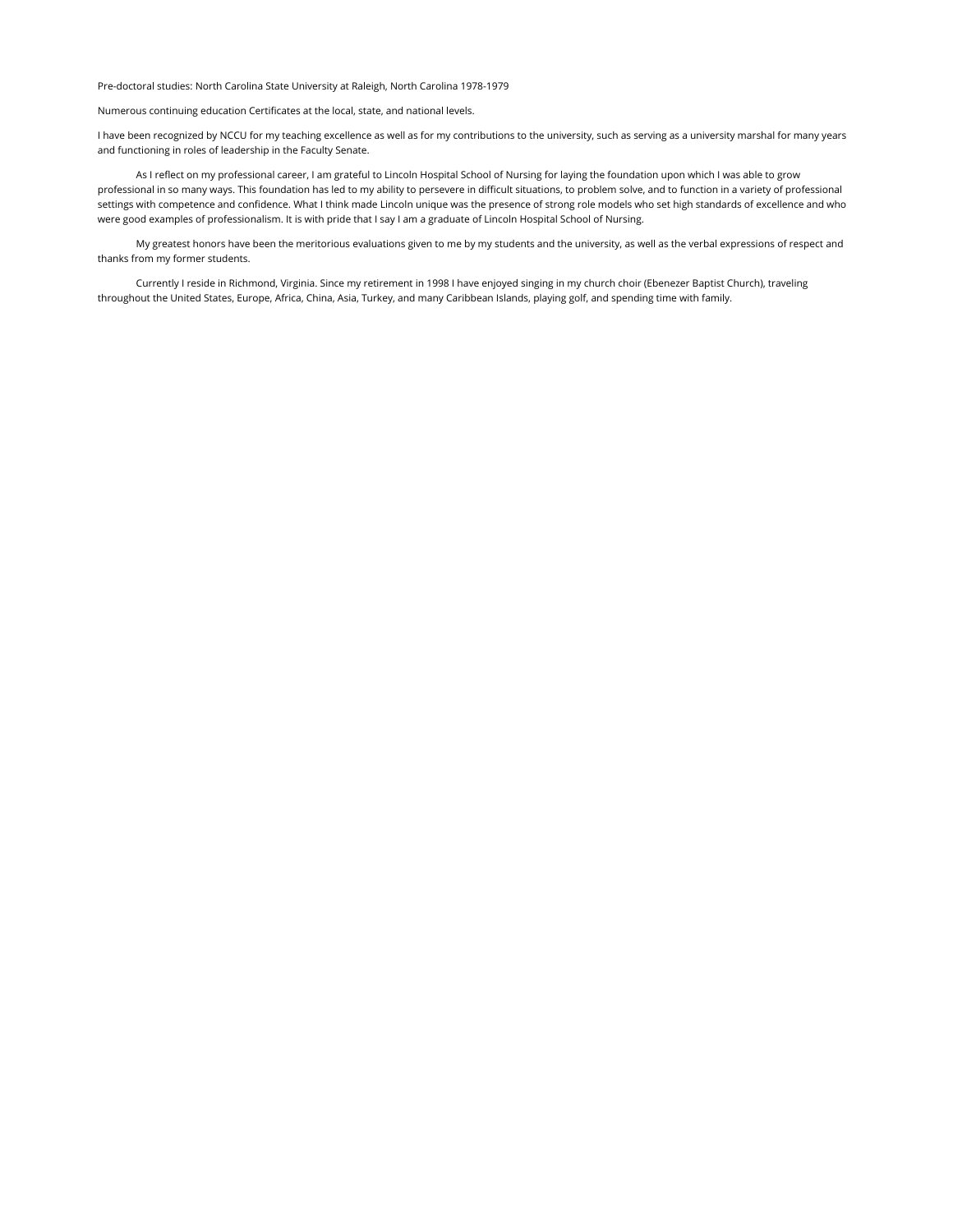Pre-doctoral studies: North Carolina State University at Raleigh, North Carolina 1978-1979

Numerous continuing education Certificates at the local, state, and national levels.

I have been recognized by NCCU for my teaching excellence as well as for my contributions to the university, such as serving as a university marshal for many years and functioning in roles of leadership in the Faculty Senate.

As I reflect on my professional career, I am grateful to Lincoln Hospital School of Nursing for laying the foundation upon which I was able to grow professional in so many ways. This foundation has led to my ability to persevere in difficult situations, to problem solve, and to function in a variety of professional settings with competence and confidence. What I think made Lincoln unique was the presence of strong role models who set high standards of excellence and who were good examples of professionalism. It is with pride that I say I am a graduate of Lincoln Hospital School of Nursing.

My greatest honors have been the meritorious evaluations given to me by my students and the university, as well as the verbal expressions of respect and thanks from my former students.

Currently I reside in Richmond, Virginia. Since my retirement in 1998 I have enjoyed singing in my church choir (Ebenezer Baptist Church), traveling throughout the United States, Europe, Africa, China, Asia, Turkey, and many Caribbean Islands, playing golf, and spending time with family.